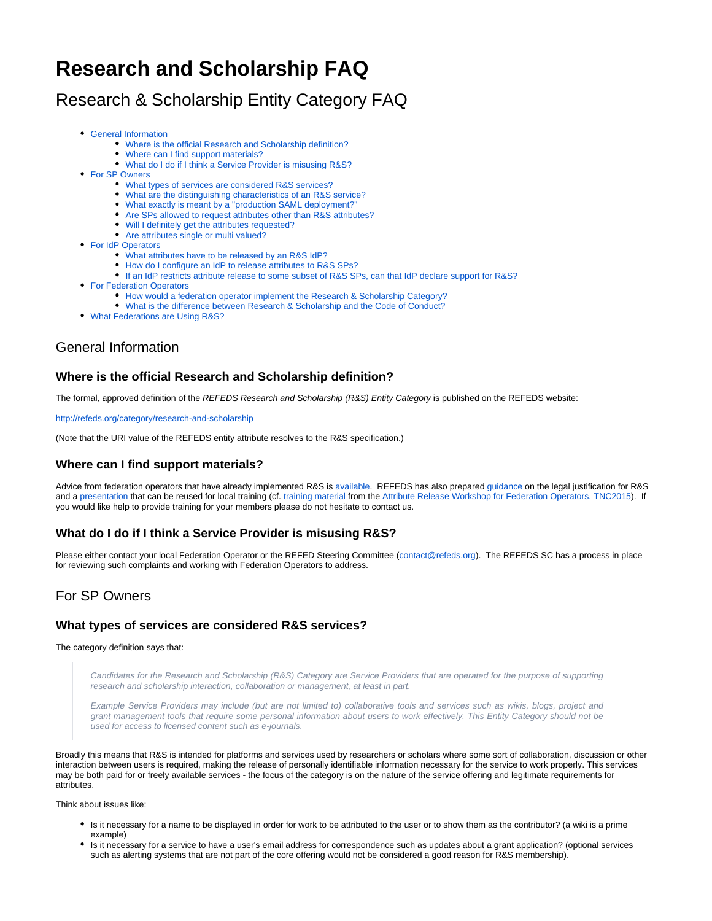# Research and Scholarship FAQ

## Research & Scholarship Entity Category FAQ

- General Information
  - Where is the official Research and Scholarship definition?
  - Where can I find support materials?
  - What do I do if I think a Service Provider is misusing R&S?
- For SP Owners
  - What types of services are considered R&S services?
  - What are the distinguishing characteristics of an R&S service?
  - What exactly is meant by a "production SAML deployment?"
  - Are SPs allowed to request attributes other than R&S attributes?
  - Will I definitely get the attributes requested?
  - Are attributes single or multi valued?
- For IdP Operators
  - What attributes have to be released by an R&S IdP?
  - How do I configure an IdP to release attributes to R&S SPs?
  - If an IdP restricts attribute release to some subset of R&S SPs, can that IdP declare support for R&S?
- For Federation Operators
  - How would a federation operator implement the Research & Scholarship Category?
  - What is the difference between Research & Scholarship and the Code of Conduct?
- What Federations are Using R&S?

## General Information

### Where is the official Research and Scholarship definition?

The formal, approved definition of the *REFEDS Research and Scholarship (R&S) Entity Category* is published on the REFEDS website:

http://refeds.org/category/research-and-scholarship

(Note that the URI value of the REFEDS entity attribute resolves to the R&S specification.)

### Where can I find support materials?

Advice from federation operators that have already implemented R&S is available. REFEDS has also prepared guidance on the legal justification for R&S and a presentation that can be reused for local training (cf. training material from the Attribute Release Workshop for Federation Operators, TNC2015). If you would like help to provide training for your members please do not hesitate to contact us.

### What do I do if I think a Service Provider is misusing R&S?

Please either contact your local Federation Operator or the REFED Steering Committee (contact@refeds.org). The REFEDS SC has a process in place for reviewing such complaints and working with Federation Operators to address.

## For SP Owners

### What types of services are considered R&S services?

The category definition says that:

> *Candidates for the Research and Scholarship (R&S) Category are Service Providers that are operated for the purpose of supporting research and scholarship interaction, collaboration or management, at least in part.*
>
> *Example Service Providers may include (but are not limited to) collaborative tools and services such as wikis, blogs, project and grant management tools that require some personal information about users to work effectively. This Entity Category should not be used for access to licensed content such as e-journals.*

Broadly this means that R&S is intended for platforms and services used by researchers or scholars where some sort of collaboration, discussion or other interaction between users is required, making the release of personally identifiable information necessary for the service to work properly. This services may be both paid for or freely available services - the focus of the category is on the nature of the service offering and legitimate requirements for attributes.

Think about issues like:

- Is it necessary for a name to be displayed in order for work to be attributed to the user or to show them as the contributor? (a wiki is a prime example)
- Is it necessary for a service to have a user's email address for correspondence such as updates about a grant application? (optional services such as alerting systems that are not part of the core offering would not be considered a good reason for R&S membership).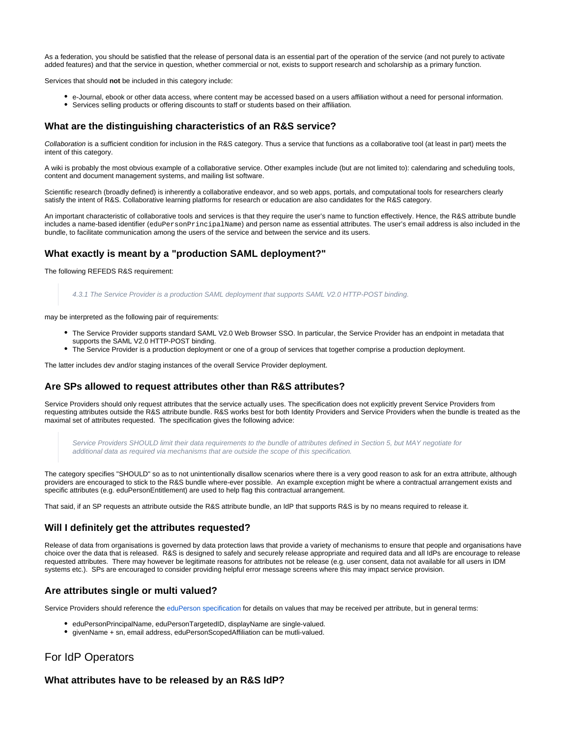As a federation, you should be satisfied that the release of personal data is an essential part of the operation of the service (and not purely to activate added features) and that the service in question, whether commercial or not, exists to support research and scholarship as a primary function.

Services that should **not** be included in this category include:

- e-Journal, ebook or other data access, where content may be accessed based on a users affiliation without a need for personal information.
- Services selling products or offering discounts to staff or students based on their affiliation.

### What are the distinguishing characteristics of an R&S service?

*Collaboration* is a sufficient condition for inclusion in the R&S category. Thus a service that functions as a collaborative tool (at least in part) meets the intent of this category.

A wiki is probably the most obvious example of a collaborative service. Other examples include (but are not limited to): calendaring and scheduling tools, content and document management systems, and mailing list software.

Scientific research (broadly defined) is inherently a collaborative endeavor, and so web apps, portals, and computational tools for researchers clearly satisfy the intent of R&S. Collaborative learning platforms for research or education are also candidates for the R&S category.

An important characteristic of collaborative tools and services is that they require the user's name to function effectively. Hence, the R&S attribute bundle includes a name-based identifier (`eduPersonPrincipalName`) and person name as essential attributes. The user's email address is also included in the bundle, to facilitate communication among the users of the service and between the service and its users.

### What exactly is meant by a "production SAML deployment?"

The following REFEDS R&S requirement:

> *4.3.1 The Service Provider is a production SAML deployment that supports SAML V2.0 HTTP-POST binding.*

may be interpreted as the following pair of requirements:

- The Service Provider supports standard SAML V2.0 Web Browser SSO. In particular, the Service Provider has an endpoint in metadata that supports the SAML V2.0 HTTP-POST binding.
- The Service Provider is a production deployment or one of a group of services that together comprise a production deployment.

The latter includes dev and/or staging instances of the overall Service Provider deployment.

### Are SPs allowed to request attributes other than R&S attributes?

Service Providers should only request attributes that the service actually uses. The specification does not explicitly prevent Service Providers from requesting attributes outside the R&S attribute bundle. R&S works best for both Identity Providers and Service Providers when the bundle is treated as the maximal set of attributes requested. The specification gives the following advice:

> *Service Providers SHOULD limit their data requirements to the bundle of attributes defined in Section 5, but MAY negotiate for additional data as required via mechanisms that are outside the scope of this specification.*

The category specifies "SHOULD" so as to not unintentionally disallow scenarios where there is a very good reason to ask for an extra attribute, although providers are encouraged to stick to the R&S bundle where-ever possible. An example exception might be where a contractual arrangement exists and specific attributes (e.g. eduPersonEntitlement) are used to help flag this contractual arrangement.

That said, if an SP requests an attribute outside the R&S attribute bundle, an IdP that supports R&S is by no means required to release it.

### Will I definitely get the attributes requested?

Release of data from organisations is governed by data protection laws that provide a variety of mechanisms to ensure that people and organisations have choice over the data that is released. R&S is designed to safely and securely release appropriate and required data and all IdPs are encourage to release requested attributes. There may however be legitimate reasons for attributes not be release (e.g. user consent, data not available for all users in IDM systems etc.). SPs are encouraged to consider providing helpful error message screens where this may impact service provision.

### Are attributes single or multi valued?

Service Providers should reference the eduPerson specification for details on values that may be received per attribute, but in general terms:

- eduPersonPrincipalName, eduPersonTargetedID, displayName are single-valued.
- givenName + sn, email address, eduPersonScopedAffiliation can be mutli-valued.

## For IdP Operators

### What attributes have to be released by an R&S IdP?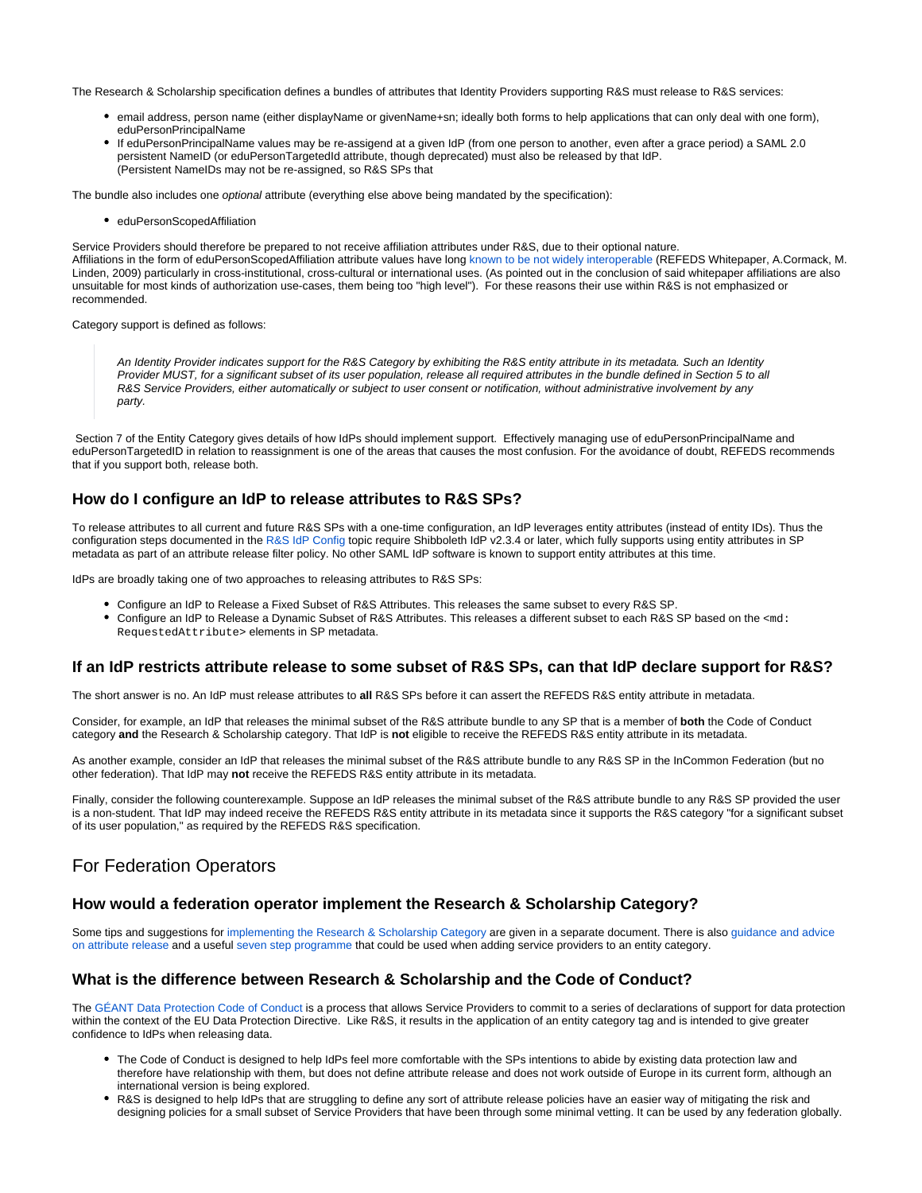The Research & Scholarship specification defines a bundles of attributes that Identity Providers supporting R&S must release to R&S services:

- email address, person name (either displayName or givenName+sn; ideally both forms to help applications that can only deal with one form), eduPersonPrincipalName
- If eduPersonPrincipalName values may be re-assigend at a given IdP (from one person to another, even after a grace period) a SAML 2.0 persistent NameID (or eduPersonTargetedId attribute, though deprecated) must also be released by that IdP.
  (Persistent NameIDs may not be re-assigned, so R&S SPs that

The bundle also includes one *optional* attribute (everything else above being mandated by the specification):

- eduPersonScopedAffiliation

Service Providers should therefore be prepared to not receive affiliation attributes under R&S, due to their optional nature.
Affiliations in the form of eduPersonScopedAffiliation attribute values have long known to be not widely interoperable (REFEDS Whitepaper, A.Cormack, M. Linden, 2009) particularly in cross-institutional, cross-cultural or international uses. (As pointed out in the conclusion of said whitepaper affiliations are also unsuitable for most kinds of authorization use-cases, them being too "high level"). For these reasons their use within R&S is not emphasized or recommended.

Category support is defined as follows:

> *An Identity Provider indicates support for the R&S Category by exhibiting the R&S entity attribute in its metadata. Such an Identity Provider MUST, for a significant subset of its user population, release all required attributes in the bundle defined in Section 5 to all R&S Service Providers, either automatically or subject to user consent or notification, without administrative involvement by any party.*

Section 7 of the Entity Category gives details of how IdPs should implement support. Effectively managing use of eduPersonPrincipalName and eduPersonTargetedID in relation to reassignment is one of the areas that causes the most confusion. For the avoidance of doubt, REFEDS recommends that if you support both, release both.

### How do I configure an IdP to release attributes to R&S SPs?

To release attributes to all current and future R&S SPs with a one-time configuration, an IdP leverages entity attributes (instead of entity IDs). Thus the configuration steps documented in the R&S IdP Config topic require Shibboleth IdP v2.3.4 or later, which fully supports using entity attributes in SP metadata as part of an attribute release filter policy. No other SAML IdP software is known to support entity attributes at this time.

IdPs are broadly taking one of two approaches to releasing attributes to R&S SPs:

- Configure an IdP to Release a Fixed Subset of R&S Attributes. This releases the same subset to every R&S SP.
- Configure an IdP to Release a Dynamic Subset of R&S Attributes. This releases a different subset to each R&S SP based on the `<md:RequestedAttribute>` elements in SP metadata.

### If an IdP restricts attribute release to some subset of R&S SPs, can that IdP declare support for R&S?

The short answer is no. An IdP must release attributes to **all** R&S SPs before it can assert the REFEDS R&S entity attribute in metadata.

Consider, for example, an IdP that releases the minimal subset of the R&S attribute bundle to any SP that is a member of **both** the Code of Conduct category **and** the Research & Scholarship category. That IdP is **not** eligible to receive the REFEDS R&S entity attribute in its metadata.

As another example, consider an IdP that releases the minimal subset of the R&S attribute bundle to any R&S SP in the InCommon Federation (but no other federation). That IdP may **not** receive the REFEDS R&S entity attribute in its metadata.

Finally, consider the following counterexample. Suppose an IdP releases the minimal subset of the R&S attribute bundle to any R&S SP provided the user is a non-student. That IdP may indeed receive the REFEDS R&S entity attribute in its metadata since it supports the R&S category "for a significant subset of its user population," as required by the REFEDS R&S specification.

## For Federation Operators

### How would a federation operator implement the Research & Scholarship Category?

Some tips and suggestions for implementing the Research & Scholarship Category are given in a separate document. There is also guidance and advice on attribute release and a useful seven step programme that could be used when adding service providers to an entity category.

### What is the difference between Research & Scholarship and the Code of Conduct?

The GÉANT Data Protection Code of Conduct is a process that allows Service Providers to commit to a series of declarations of support for data protection within the context of the EU Data Protection Directive. Like R&S, it results in the application of an entity category tag and is intended to give greater confidence to IdPs when releasing data.

- The Code of Conduct is designed to help IdPs feel more comfortable with the SPs intentions to abide by existing data protection law and therefore have relationship with them, but does not define attribute release and does not work outside of Europe in its current form, although an international version is being explored.
- R&S is designed to help IdPs that are struggling to define any sort of attribute release policies have an easier way of mitigating the risk and designing policies for a small subset of Service Providers that have been through some minimal vetting. It can be used by any federation globally.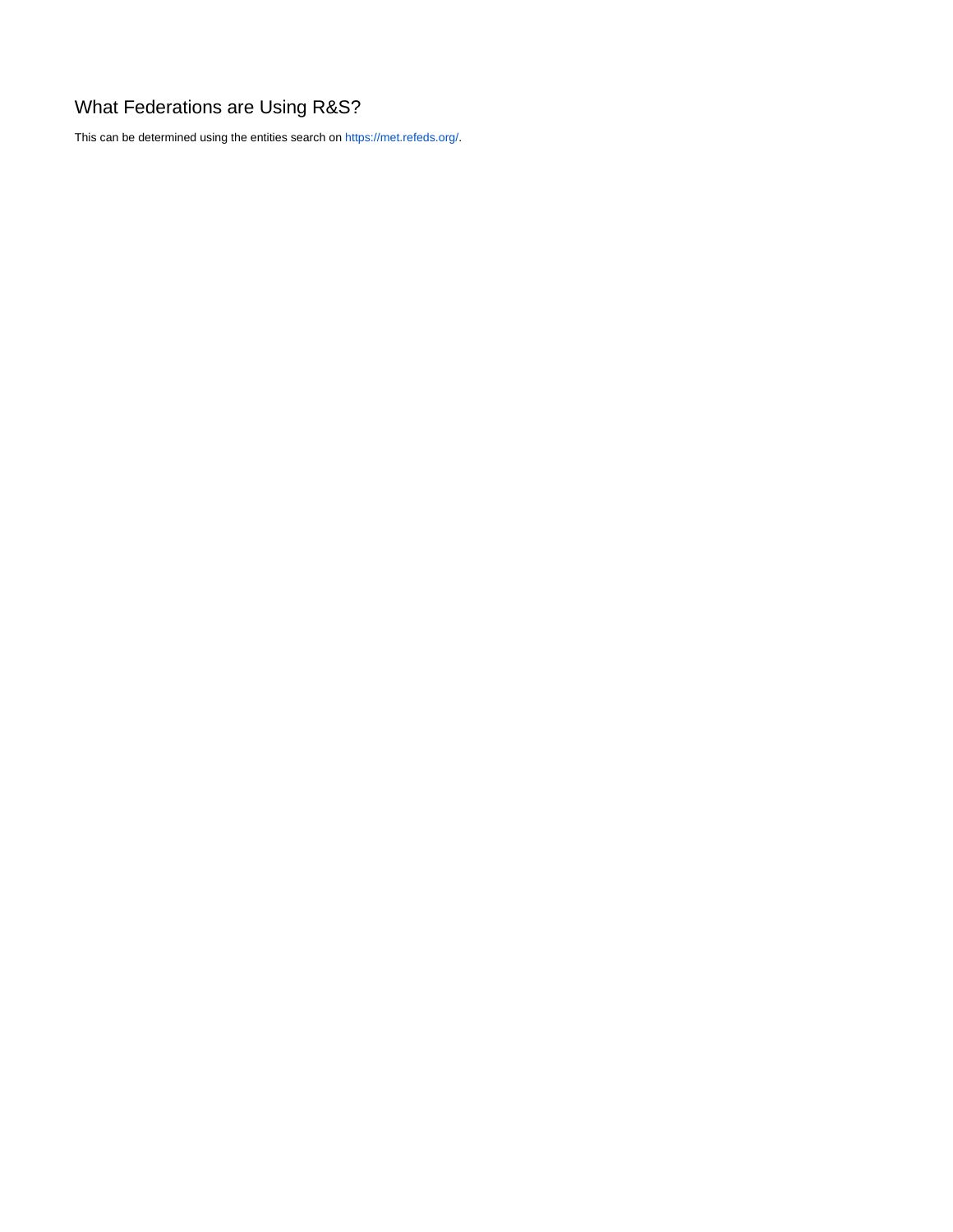## What Federations are Using R&S?

This can be determined using the entities search on https://met.refeds.org/.